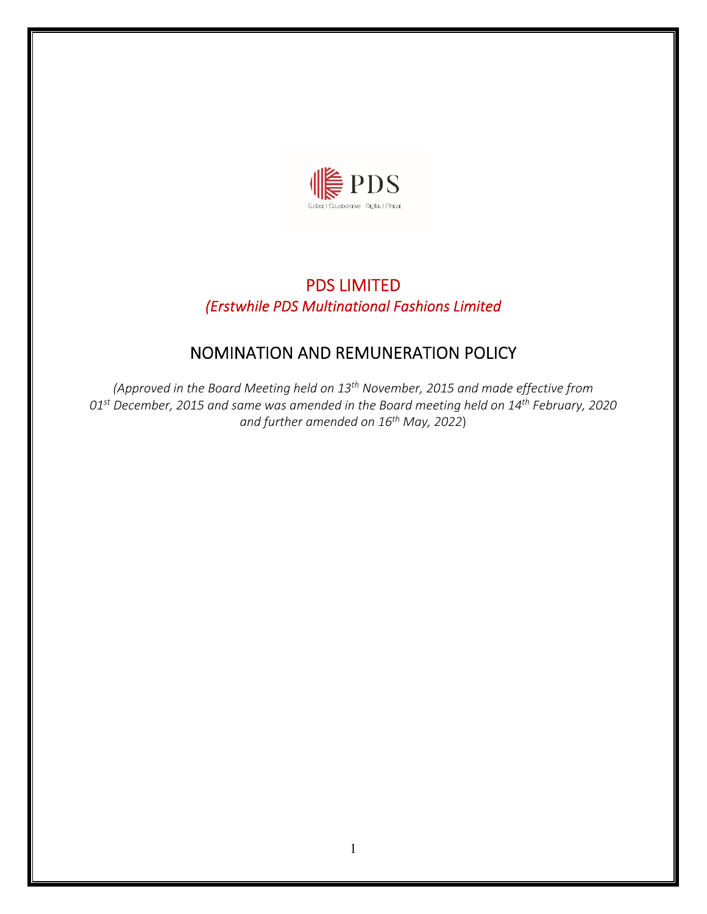# PDS LIMITED

*(Erstwhile PDS Multinational Fashions Limited*

## NOMINATION AND REMUNERATION POLICY

*(Approved in the Board Meeting held on 13th November, 2015 and made effective from 01st December, 2015 and same was amended in the Board meeting held on 14th February, 2020 and further amended on 16th May, 2022*)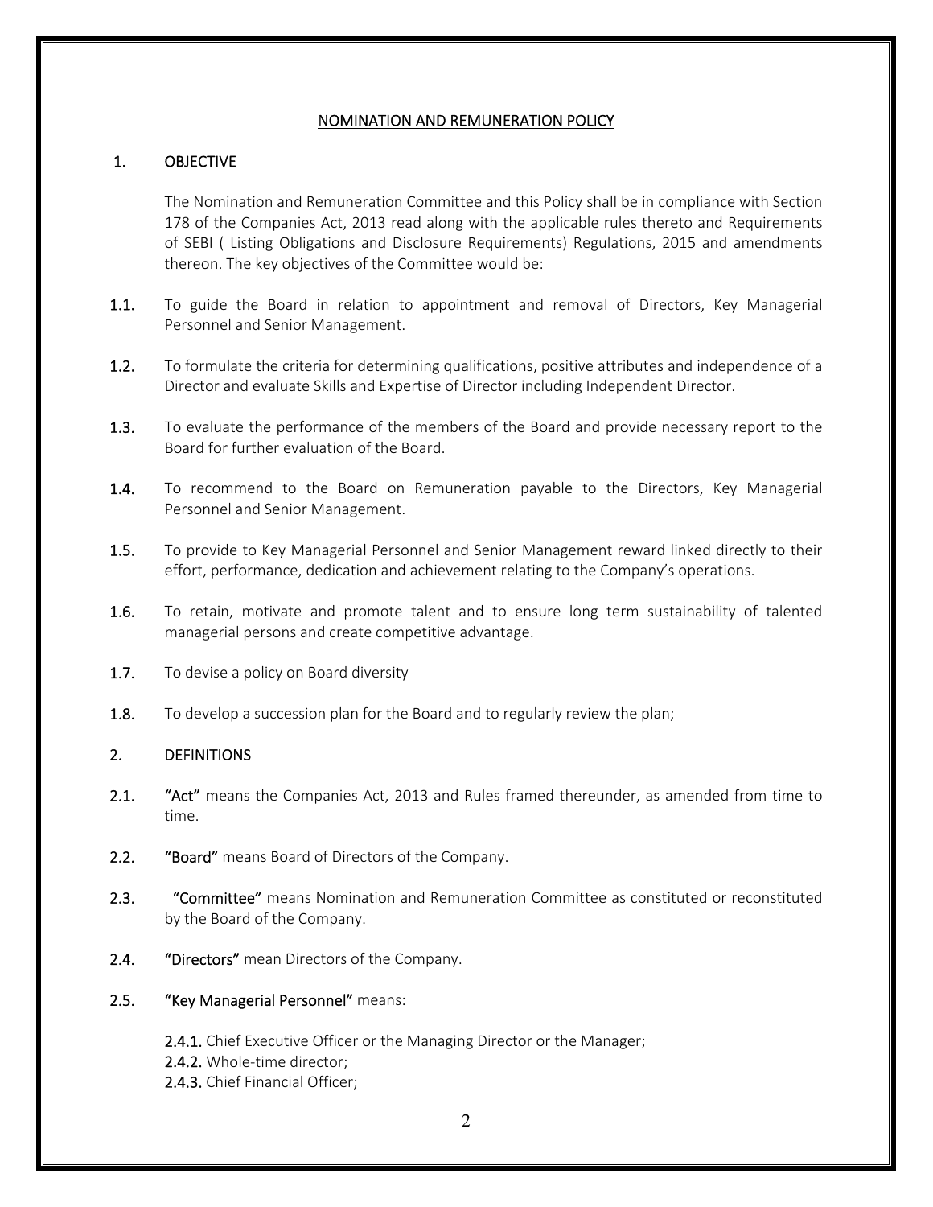# NOMINATION AND REMUNERATION POLICY

## 1. OBJECTIVE

The Nomination and Remuneration Committee and this Policy shall be in compliance with Section 178 of the Companies Act, 2013 read along with the applicable rules thereto and Requirements of SEBI ( Listing Obligations and Disclosure Requirements) Regulations, 2015 and amendments thereon. The key objectives of the Committee would be:

**1.1.** To guide the Board in relation to appointment and removal of Directors, Key Managerial Personnel and Senior Management.

**1.2.** To formulate the criteria for determining qualifications, positive attributes and independence of a Director and evaluate Skills and Expertise of Director including Independent Director.

**1.3.** To evaluate the performance of the members of the Board and provide necessary report to the Board for further evaluation of the Board.

**1.4.** To recommend to the Board on Remuneration payable to the Directors, Key Managerial Personnel and Senior Management.

**1.5.** To provide to Key Managerial Personnel and Senior Management reward linked directly to their effort, performance, dedication and achievement relating to the Company's operations.

**1.6.** To retain, motivate and promote talent and to ensure long term sustainability of talented managerial persons and create competitive advantage.

**1.7.** To devise a policy on Board diversity

**1.8.** To develop a succession plan for the Board and to regularly review the plan;

## 2. DEFINITIONS

**2.1.** **"Act"** means the Companies Act, 2013 and Rules framed thereunder, as amended from time to time.

**2.2.** **"Board"** means Board of Directors of the Company.

**2.3.** **"Committee"** means Nomination and Remuneration Committee as constituted or reconstituted by the Board of the Company.

**2.4.** **"Directors"** mean Directors of the Company.

**2.5.** **"Key Managerial Personnel"** means:

**2.4.1.** Chief Executive Officer or the Managing Director or the Manager;
**2.4.2.** Whole-time director;
**2.4.3.** Chief Financial Officer;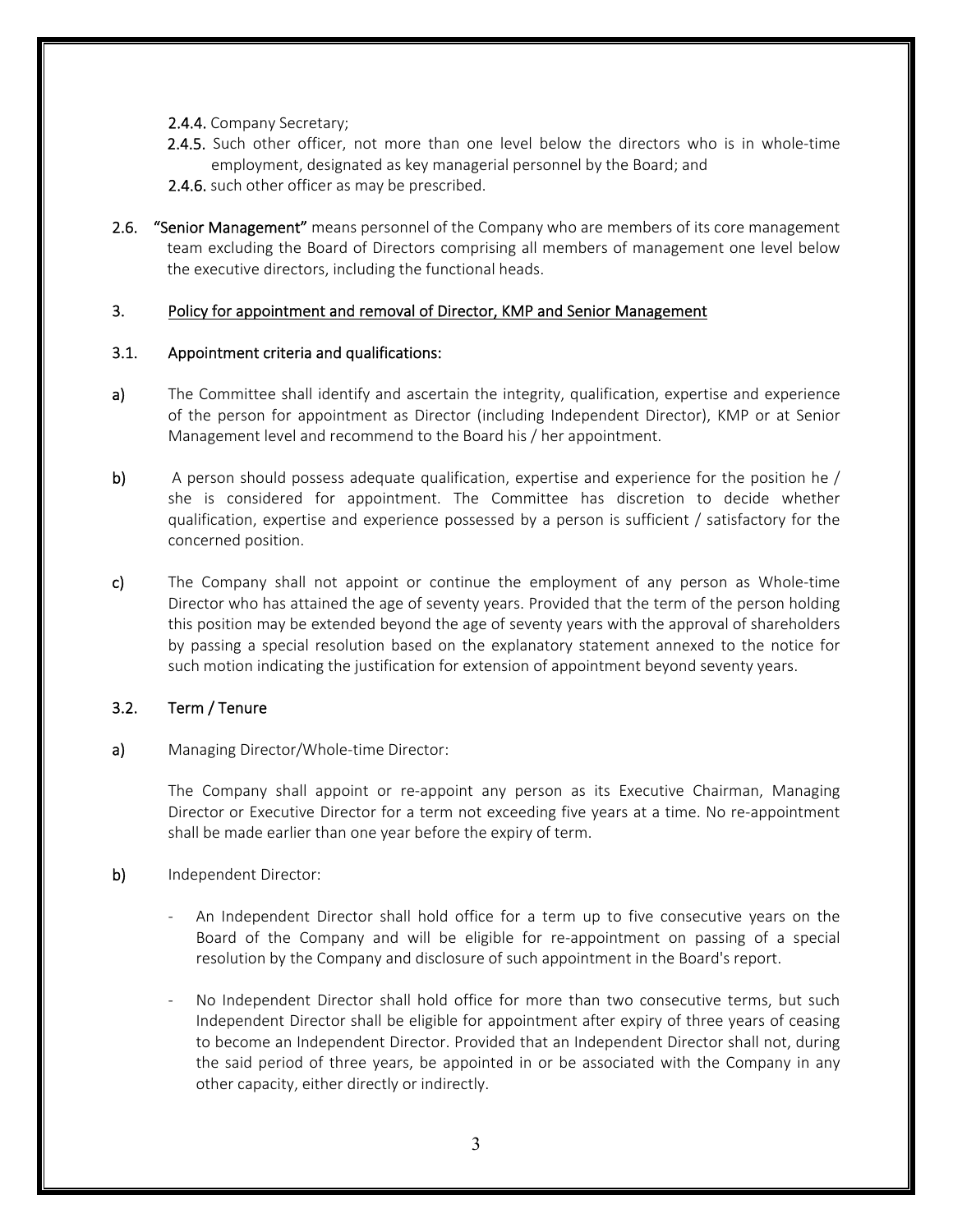2.4.4. Company Secretary;

2.4.5. Such other officer, not more than one level below the directors who is in whole-time employment, designated as key managerial personnel by the Board; and

2.4.6. such other officer as may be prescribed.

**2.6. "Senior Management"** means personnel of the Company who are members of its core management team excluding the Board of Directors comprising all members of management one level below the executive directors, including the functional heads.

## 3. Policy for appointment and removal of Director, KMP and Senior Management

### 3.1. Appointment criteria and qualifications:

**a)** The Committee shall identify and ascertain the integrity, qualification, expertise and experience of the person for appointment as Director (including Independent Director), KMP or at Senior Management level and recommend to the Board his / her appointment.

**b)** A person should possess adequate qualification, expertise and experience for the position he / she is considered for appointment. The Committee has discretion to decide whether qualification, expertise and experience possessed by a person is sufficient / satisfactory for the concerned position.

**c)** The Company shall not appoint or continue the employment of any person as Whole-time Director who has attained the age of seventy years. Provided that the term of the person holding this position may be extended beyond the age of seventy years with the approval of shareholders by passing a special resolution based on the explanatory statement annexed to the notice for such motion indicating the justification for extension of appointment beyond seventy years.

### 3.2. Term / Tenure

**a)** Managing Director/Whole-time Director:

The Company shall appoint or re-appoint any person as its Executive Chairman, Managing Director or Executive Director for a term not exceeding five years at a time. No re-appointment shall be made earlier than one year before the expiry of term.

**b)** Independent Director:

- An Independent Director shall hold office for a term up to five consecutive years on the Board of the Company and will be eligible for re-appointment on passing of a special resolution by the Company and disclosure of such appointment in the Board's report.
- No Independent Director shall hold office for more than two consecutive terms, but such Independent Director shall be eligible for appointment after expiry of three years of ceasing to become an Independent Director. Provided that an Independent Director shall not, during the said period of three years, be appointed in or be associated with the Company in any other capacity, either directly or indirectly.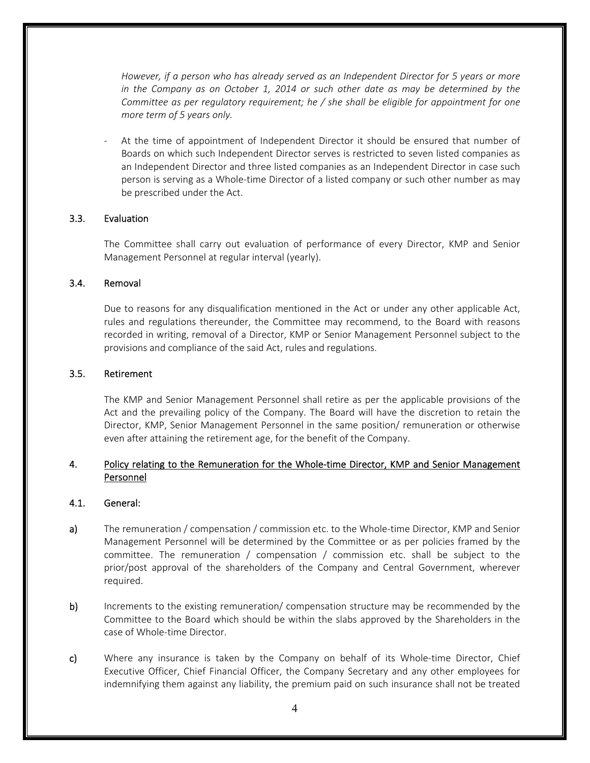*However, if a person who has already served as an Independent Director for 5 years or more in the Company as on October 1, 2014 or such other date as may be determined by the Committee as per regulatory requirement; he / she shall be eligible for appointment for one more term of 5 years only.*

- At the time of appointment of Independent Director it should be ensured that number of Boards on which such Independent Director serves is restricted to seven listed companies as an Independent Director and three listed companies as an Independent Director in case such person is serving as a Whole-time Director of a listed company or such other number as may be prescribed under the Act.

### 3.3. Evaluation

The Committee shall carry out evaluation of performance of every Director, KMP and Senior Management Personnel at regular interval (yearly).

### 3.4. Removal

Due to reasons for any disqualification mentioned in the Act or under any other applicable Act, rules and regulations thereunder, the Committee may recommend, to the Board with reasons recorded in writing, removal of a Director, KMP or Senior Management Personnel subject to the provisions and compliance of the said Act, rules and regulations.

### 3.5. Retirement

The KMP and Senior Management Personnel shall retire as per the applicable provisions of the Act and the prevailing policy of the Company. The Board will have the discretion to retain the Director, KMP, Senior Management Personnel in the same position/ remuneration or otherwise even after attaining the retirement age, for the benefit of the Company.

## 4. Policy relating to the Remuneration for the Whole-time Director, KMP and Senior Management Personnel

### 4.1. General:

**a)** The remuneration / compensation / commission etc. to the Whole-time Director, KMP and Senior Management Personnel will be determined by the Committee or as per policies framed by the committee. The remuneration / compensation / commission etc. shall be subject to the prior/post approval of the shareholders of the Company and Central Government, wherever required.

**b)** Increments to the existing remuneration/ compensation structure may be recommended by the Committee to the Board which should be within the slabs approved by the Shareholders in the case of Whole-time Director.

**c)** Where any insurance is taken by the Company on behalf of its Whole-time Director, Chief Executive Officer, Chief Financial Officer, the Company Secretary and any other employees for indemnifying them against any liability, the premium paid on such insurance shall not be treated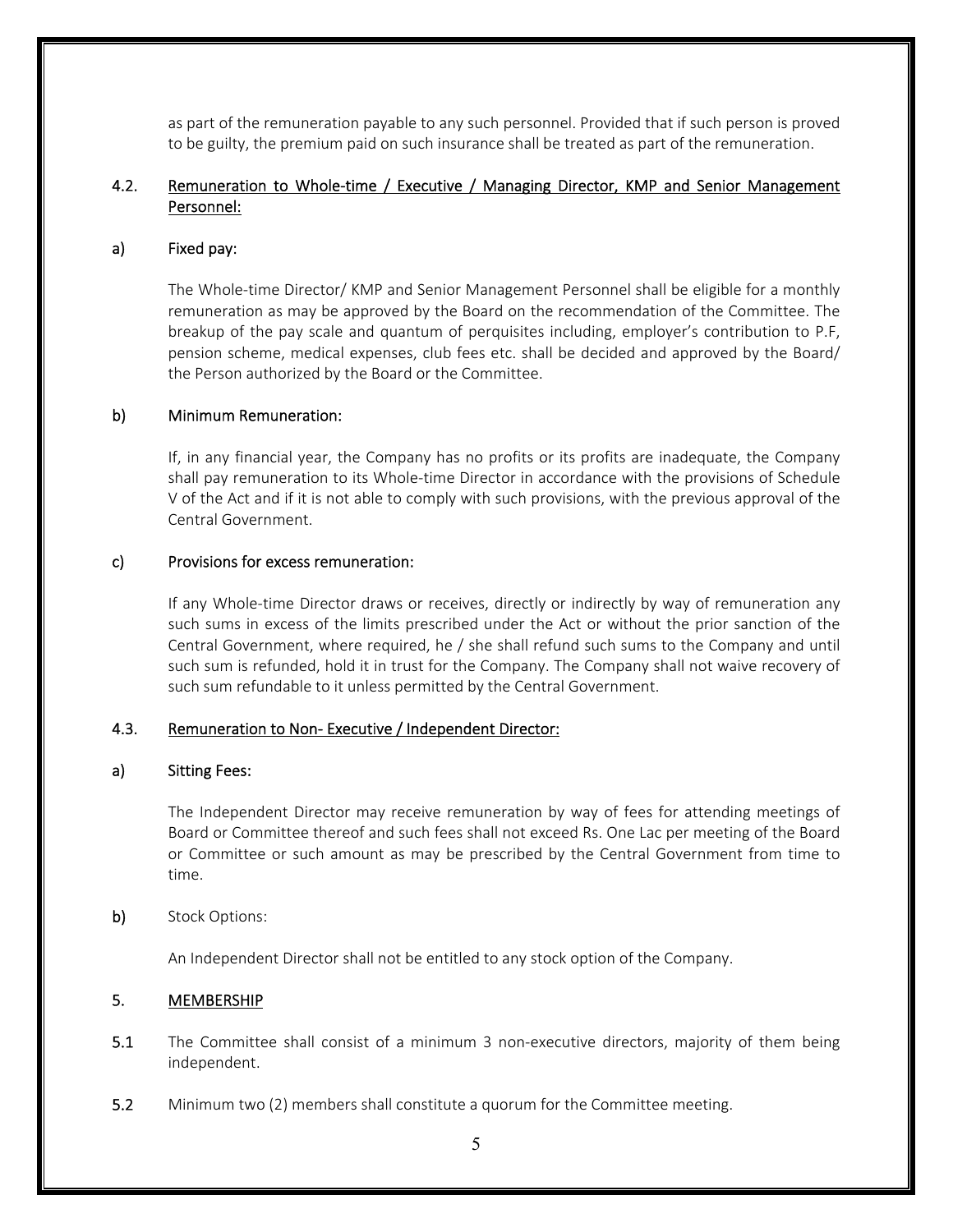as part of the remuneration payable to any such personnel. Provided that if such person is proved to be guilty, the premium paid on such insurance shall be treated as part of the remuneration.

### 4.2. Remuneration to Whole-time / Executive / Managing Director, KMP and Senior Management Personnel:

#### a) Fixed pay:

The Whole-time Director/ KMP and Senior Management Personnel shall be eligible for a monthly remuneration as may be approved by the Board on the recommendation of the Committee. The breakup of the pay scale and quantum of perquisites including, employer's contribution to P.F, pension scheme, medical expenses, club fees etc. shall be decided and approved by the Board/ the Person authorized by the Board or the Committee.

#### b) Minimum Remuneration:

If, in any financial year, the Company has no profits or its profits are inadequate, the Company shall pay remuneration to its Whole-time Director in accordance with the provisions of Schedule V of the Act and if it is not able to comply with such provisions, with the previous approval of the Central Government.

#### c) Provisions for excess remuneration:

If any Whole-time Director draws or receives, directly or indirectly by way of remuneration any such sums in excess of the limits prescribed under the Act or without the prior sanction of the Central Government, where required, he / she shall refund such sums to the Company and until such sum is refunded, hold it in trust for the Company. The Company shall not waive recovery of such sum refundable to it unless permitted by the Central Government.

### 4.3. Remuneration to Non- Executive / Independent Director:

#### a) Sitting Fees:

The Independent Director may receive remuneration by way of fees for attending meetings of Board or Committee thereof and such fees shall not exceed Rs. One Lac per meeting of the Board or Committee or such amount as may be prescribed by the Central Government from time to time.

**b)** Stock Options:

An Independent Director shall not be entitled to any stock option of the Company.

## 5. MEMBERSHIP

**5.1** The Committee shall consist of a minimum 3 non-executive directors, majority of them being independent.

**5.2** Minimum two (2) members shall constitute a quorum for the Committee meeting.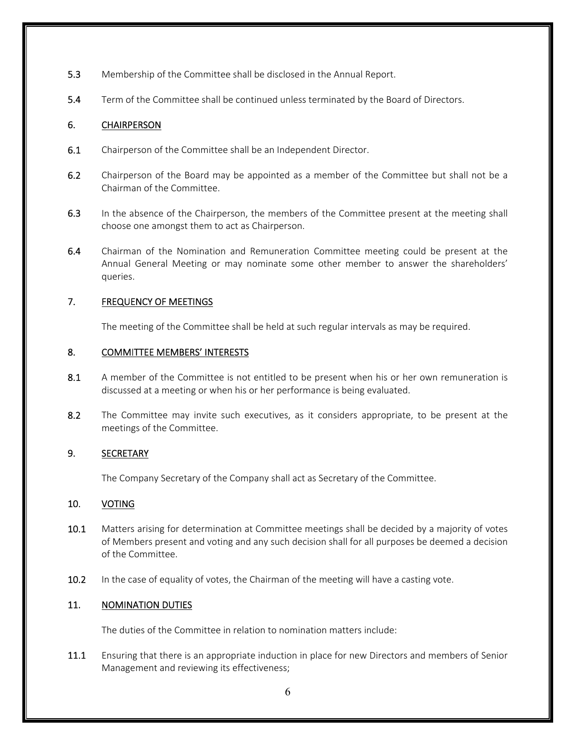**5.3** Membership of the Committee shall be disclosed in the Annual Report.

**5.4** Term of the Committee shall be continued unless terminated by the Board of Directors.

## 6. CHAIRPERSON

**6.1** Chairperson of the Committee shall be an Independent Director.

**6.2** Chairperson of the Board may be appointed as a member of the Committee but shall not be a Chairman of the Committee.

**6.3** In the absence of the Chairperson, the members of the Committee present at the meeting shall choose one amongst them to act as Chairperson.

**6.4** Chairman of the Nomination and Remuneration Committee meeting could be present at the Annual General Meeting or may nominate some other member to answer the shareholders' queries.

## 7. FREQUENCY OF MEETINGS

The meeting of the Committee shall be held at such regular intervals as may be required.

## 8. COMMITTEE MEMBERS' INTERESTS

**8.1** A member of the Committee is not entitled to be present when his or her own remuneration is discussed at a meeting or when his or her performance is being evaluated.

**8.2** The Committee may invite such executives, as it considers appropriate, to be present at the meetings of the Committee.

## 9. SECRETARY

The Company Secretary of the Company shall act as Secretary of the Committee.

## 10. VOTING

**10.1** Matters arising for determination at Committee meetings shall be decided by a majority of votes of Members present and voting and any such decision shall for all purposes be deemed a decision of the Committee.

**10.2** In the case of equality of votes, the Chairman of the meeting will have a casting vote.

## 11. NOMINATION DUTIES

The duties of the Committee in relation to nomination matters include:

**11.1** Ensuring that there is an appropriate induction in place for new Directors and members of Senior Management and reviewing its effectiveness;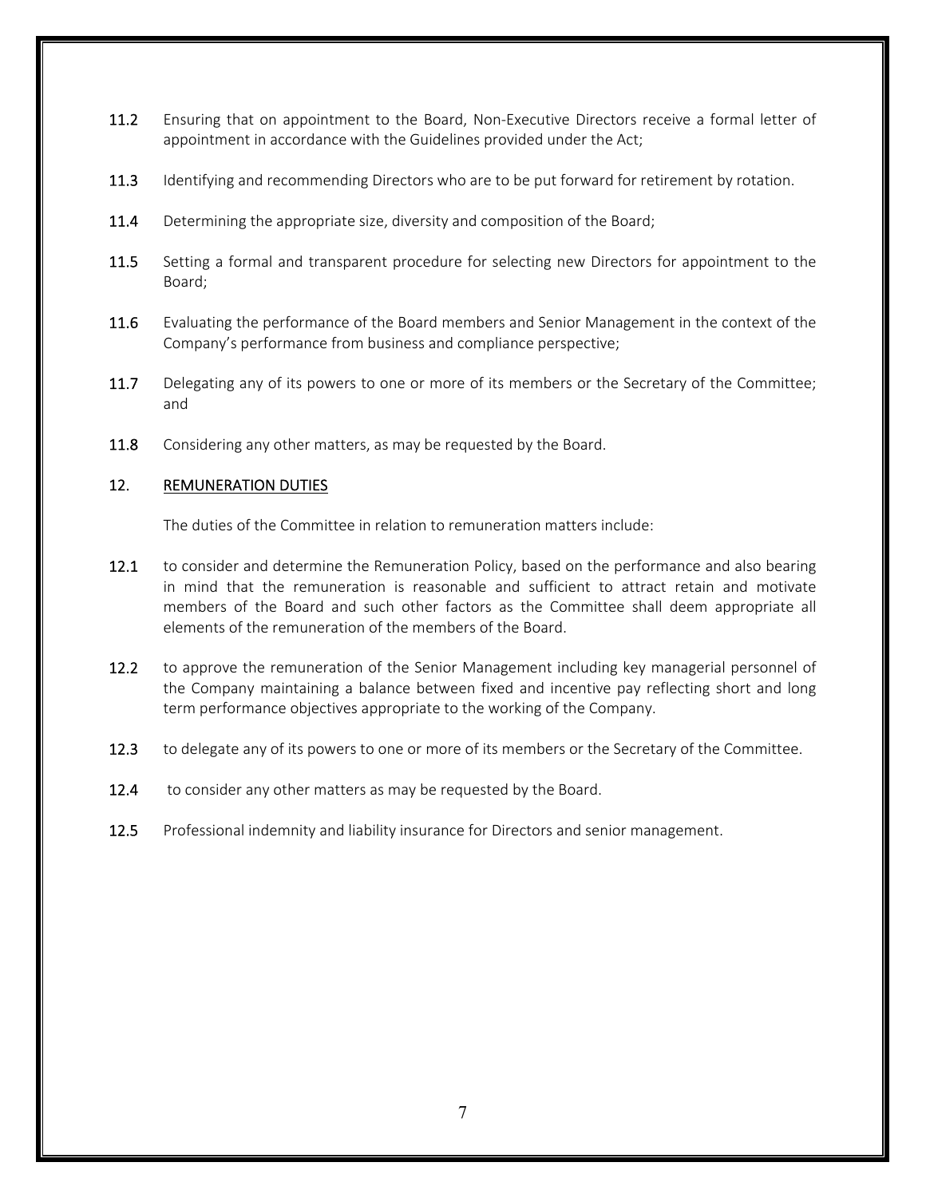11.2 Ensuring that on appointment to the Board, Non-Executive Directors receive a formal letter of appointment in accordance with the Guidelines provided under the Act;

11.3 Identifying and recommending Directors who are to be put forward for retirement by rotation.

11.4 Determining the appropriate size, diversity and composition of the Board;

11.5 Setting a formal and transparent procedure for selecting new Directors for appointment to the Board;

11.6 Evaluating the performance of the Board members and Senior Management in the context of the Company's performance from business and compliance perspective;

11.7 Delegating any of its powers to one or more of its members or the Secretary of the Committee; and

11.8 Considering any other matters, as may be requested by the Board.

## 12. REMUNERATION DUTIES

The duties of the Committee in relation to remuneration matters include:

12.1 to consider and determine the Remuneration Policy, based on the performance and also bearing in mind that the remuneration is reasonable and sufficient to attract retain and motivate members of the Board and such other factors as the Committee shall deem appropriate all elements of the remuneration of the members of the Board.

12.2 to approve the remuneration of the Senior Management including key managerial personnel of the Company maintaining a balance between fixed and incentive pay reflecting short and long term performance objectives appropriate to the working of the Company.

12.3 to delegate any of its powers to one or more of its members or the Secretary of the Committee.

12.4 to consider any other matters as may be requested by the Board.

12.5 Professional indemnity and liability insurance for Directors and senior management.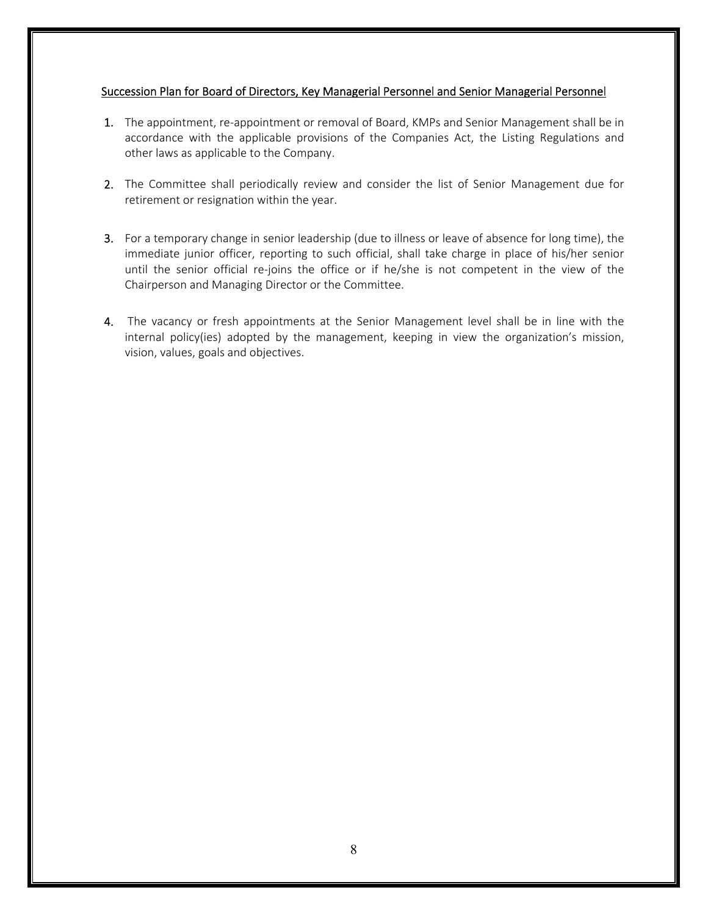## Succession Plan for Board of Directors, Key Managerial Personnel and Senior Managerial Personnel

1. The appointment, re-appointment or removal of Board, KMPs and Senior Management shall be in accordance with the applicable provisions of the Companies Act, the Listing Regulations and other laws as applicable to the Company.

2. The Committee shall periodically review and consider the list of Senior Management due for retirement or resignation within the year.

3. For a temporary change in senior leadership (due to illness or leave of absence for long time), the immediate junior officer, reporting to such official, shall take charge in place of his/her senior until the senior official re-joins the office or if he/she is not competent in the view of the Chairperson and Managing Director or the Committee.

4. The vacancy or fresh appointments at the Senior Management level shall be in line with the internal policy(ies) adopted by the management, keeping in view the organization's mission, vision, values, goals and objectives.